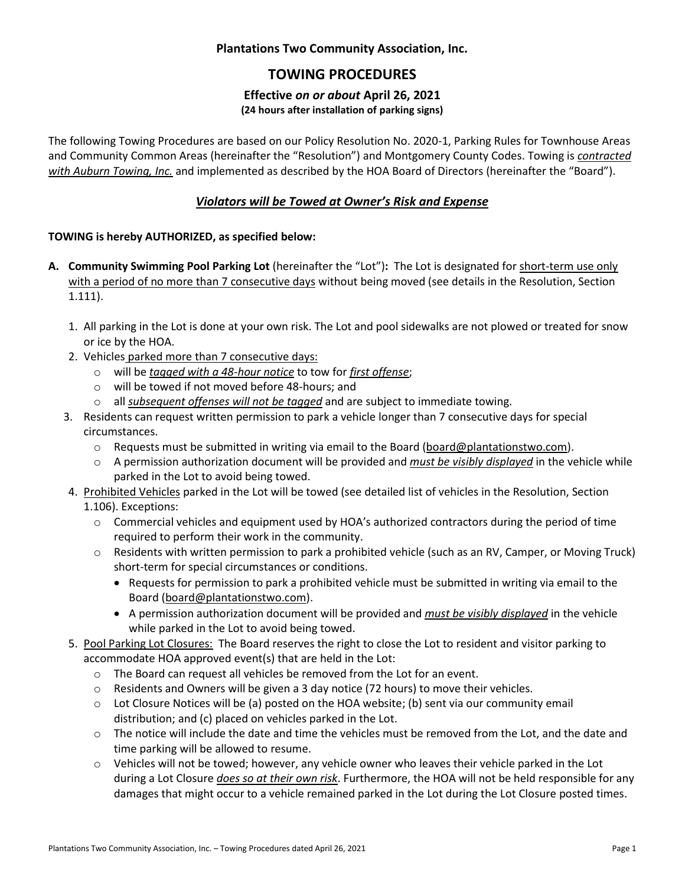**Plantations Two Community Association, Inc.**

# TOWING PROCEDURES

### Effective *on or about* April 26, 2021

**(24 hours after installation of parking signs)**

The following Towing Procedures are based on our Policy Resolution No. 2020-1, Parking Rules for Townhouse Areas and Community Common Areas (hereinafter the "Resolution") and Montgomery County Codes. Towing is ***contracted with Auburn Towing, Inc.*** and implemented as described by the HOA Board of Directors (hereinafter the "Board").

## *Violators will be Towed at Owner's Risk and Expense*

**TOWING is hereby AUTHORIZED, as specified below:**

**A. Community Swimming Pool Parking Lot** (hereinafter the "Lot")**:** The Lot is designated for short-term use only with a period of no more than 7 consecutive days without being moved (see details in the Resolution, Section 1.111).

1. All parking in the Lot is done at your own risk. The Lot and pool sidewalks are not plowed or treated for snow or ice by the HOA.
2. Vehicles parked more than 7 consecutive days:
   - will be ***tagged with a 48-hour notice*** to tow for ***first offense***;
   - will be towed if not moved before 48-hours; and
   - all ***subsequent offenses will not be tagged*** and are subject to immediate towing.
3. Residents can request written permission to park a vehicle longer than 7 consecutive days for special circumstances.
   - Requests must be submitted in writing via email to the Board (board@plantationstwo.com).
   - A permission authorization document will be provided and ***must be visibly displayed*** in the vehicle while parked in the Lot to avoid being towed.
4. Prohibited Vehicles parked in the Lot will be towed (see detailed list of vehicles in the Resolution, Section 1.106). Exceptions:
   - Commercial vehicles and equipment used by HOA's authorized contractors during the period of time required to perform their work in the community.
   - Residents with written permission to park a prohibited vehicle (such as an RV, Camper, or Moving Truck) short-term for special circumstances or conditions.
     - Requests for permission to park a prohibited vehicle must be submitted in writing via email to the Board (board@plantationstwo.com).
     - A permission authorization document will be provided and ***must be visibly displayed*** in the vehicle while parked in the Lot to avoid being towed.
5. Pool Parking Lot Closures: The Board reserves the right to close the Lot to resident and visitor parking to accommodate HOA approved event(s) that are held in the Lot:
   - The Board can request all vehicles be removed from the Lot for an event.
   - Residents and Owners will be given a 3 day notice (72 hours) to move their vehicles.
   - Lot Closure Notices will be (a) posted on the HOA website; (b) sent via our community email distribution; and (c) placed on vehicles parked in the Lot.
   - The notice will include the date and time the vehicles must be removed from the Lot, and the date and time parking will be allowed to resume.
   - Vehicles will not be towed; however, any vehicle owner who leaves their vehicle parked in the Lot during a Lot Closure ***does so at their own risk***. Furthermore, the HOA will not be held responsible for any damages that might occur to a vehicle remained parked in the Lot during the Lot Closure posted times.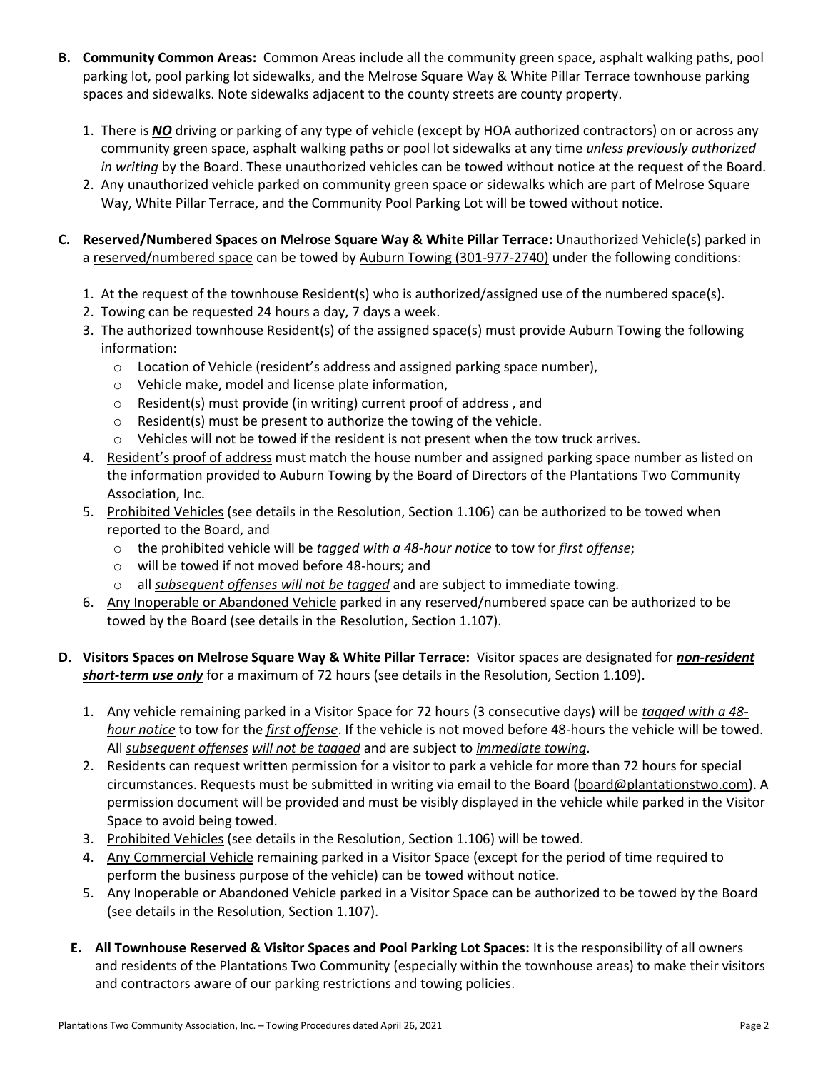**B. Community Common Areas:** Common Areas include all the community green space, asphalt walking paths, pool parking lot, pool parking lot sidewalks, and the Melrose Square Way & White Pillar Terrace townhouse parking spaces and sidewalks. Note sidewalks adjacent to the county streets are county property.

1. There is ***NO*** driving or parking of any type of vehicle (except by HOA authorized contractors) on or across any community green space, asphalt walking paths or pool lot sidewalks at any time *unless previously authorized in writing* by the Board. These unauthorized vehicles can be towed without notice at the request of the Board.
2. Any unauthorized vehicle parked on community green space or sidewalks which are part of Melrose Square Way, White Pillar Terrace, and the Community Pool Parking Lot will be towed without notice.

**C. Reserved/Numbered Spaces on Melrose Square Way & White Pillar Terrace:** Unauthorized Vehicle(s) parked in a <u>reserved/numbered space</u> can be towed by <u>Auburn Towing (301-977-2740)</u> under the following conditions:

1. At the request of the townhouse Resident(s) who is authorized/assigned use of the numbered space(s).
2. Towing can be requested 24 hours a day, 7 days a week.
3. The authorized townhouse Resident(s) of the assigned space(s) must provide Auburn Towing the following information:
   - Location of Vehicle (resident's address and assigned parking space number),
   - Vehicle make, model and license plate information,
   - Resident(s) must provide (in writing) current proof of address , and
   - Resident(s) must be present to authorize the towing of the vehicle.
   - Vehicles will not be towed if the resident is not present when the tow truck arrives.
4. <u>Resident's proof of address</u> must match the house number and assigned parking space number as listed on the information provided to Auburn Towing by the Board of Directors of the Plantations Two Community Association, Inc.
5. <u>Prohibited Vehicles</u> (see details in the Resolution, Section 1.106) can be authorized to be towed when reported to the Board, and
   - the prohibited vehicle will be <u>*tagged with a 48-hour notice*</u> to tow for <u>*first offense*</u>;
   - will be towed if not moved before 48-hours; and
   - all <u>*subsequent offenses will not be tagged*</u> and are subject to immediate towing.
6. <u>Any Inoperable or Abandoned Vehicle</u> parked in any reserved/numbered space can be authorized to be towed by the Board (see details in the Resolution, Section 1.107).

**D. Visitors Spaces on Melrose Square Way & White Pillar Terrace:** Visitor spaces are designated for <u>***non-resident short-term use only***</u> for a maximum of 72 hours (see details in the Resolution, Section 1.109).

1. Any vehicle remaining parked in a Visitor Space for 72 hours (3 consecutive days) will be <u>*tagged with a 48-hour notice*</u> to tow for the <u>*first offense*</u>. If the vehicle is not moved before 48-hours the vehicle will be towed. All <u>*subsequent offenses*</u> <u>*will not be tagged*</u> and are subject to <u>*immediate towing*</u>.
2. Residents can request written permission for a visitor to park a vehicle for more than 72 hours for special circumstances. Requests must be submitted in writing via email to the Board (board@plantationstwo.com). A permission document will be provided and must be visibly displayed in the vehicle while parked in the Visitor Space to avoid being towed.
3. <u>Prohibited Vehicles</u> (see details in the Resolution, Section 1.106) will be towed.
4. <u>Any Commercial Vehicle</u> remaining parked in a Visitor Space (except for the period of time required to perform the business purpose of the vehicle) can be towed without notice.
5. <u>Any Inoperable or Abandoned Vehicle</u> parked in a Visitor Space can be authorized to be towed by the Board (see details in the Resolution, Section 1.107).

**E. All Townhouse Reserved & Visitor Spaces and Pool Parking Lot Spaces:** It is the responsibility of all owners and residents of the Plantations Two Community (especially within the townhouse areas) to make their visitors and contractors aware of our parking restrictions and towing policies.